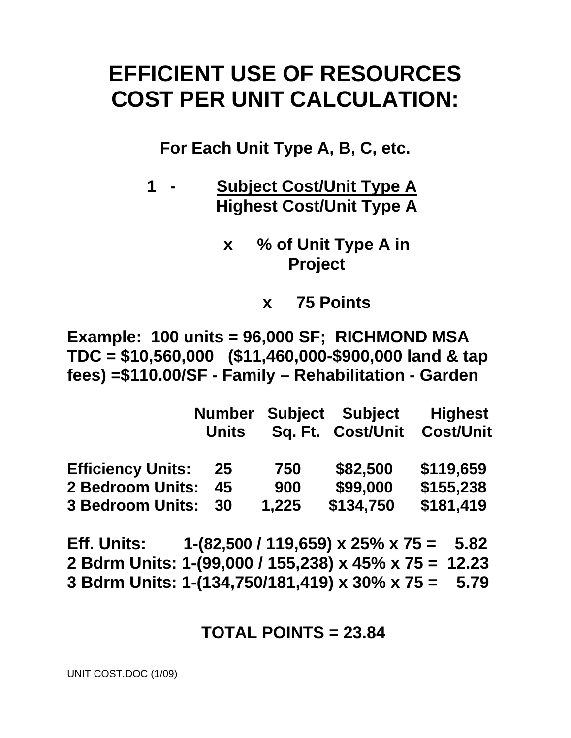# EFFICIENT USE OF RESOURCES COST PER UNIT CALCULATION:

**For Each Unit Type A, B, C, etc.**

**1 -** $\dfrac{\text{Subject Cost/Unit Type A}}{\text{Highest Cost/Unit Type A}}$

**x % of Unit Type A in Project**

**x 75 Points**

**Example: 100 units = 96,000 SF; RICHMOND MSA TDC = $10,560,000 ($11,460,000-$900,000 land & tap fees) =$110.00/SF - Family – Rehabilitation - Garden**

| | Number Units | Subject Sq. Ft. | Subject Cost/Unit | Highest Cost/Unit |
|---|---|---|---|---|
| **Efficiency Units:** | 25 | 750 | $82,500 | $119,659 |
| **2 Bedroom Units:** | 45 | 900 | $99,000 | $155,238 |
| **3 Bedroom Units:** | 30 | 1,225 | $134,750 | $181,419 |

**Eff. Units: 1-(82,500 / 119,659) x 25% x 75 = 5.82**
**2 Bdrm Units: 1-(99,000 / 155,238) x 45% x 75 = 12.23**
**3 Bdrm Units: 1-(134,750/181,419) x 30% x 75 = 5.79**

**TOTAL POINTS = 23.84**

UNIT COST.DOC (1/09)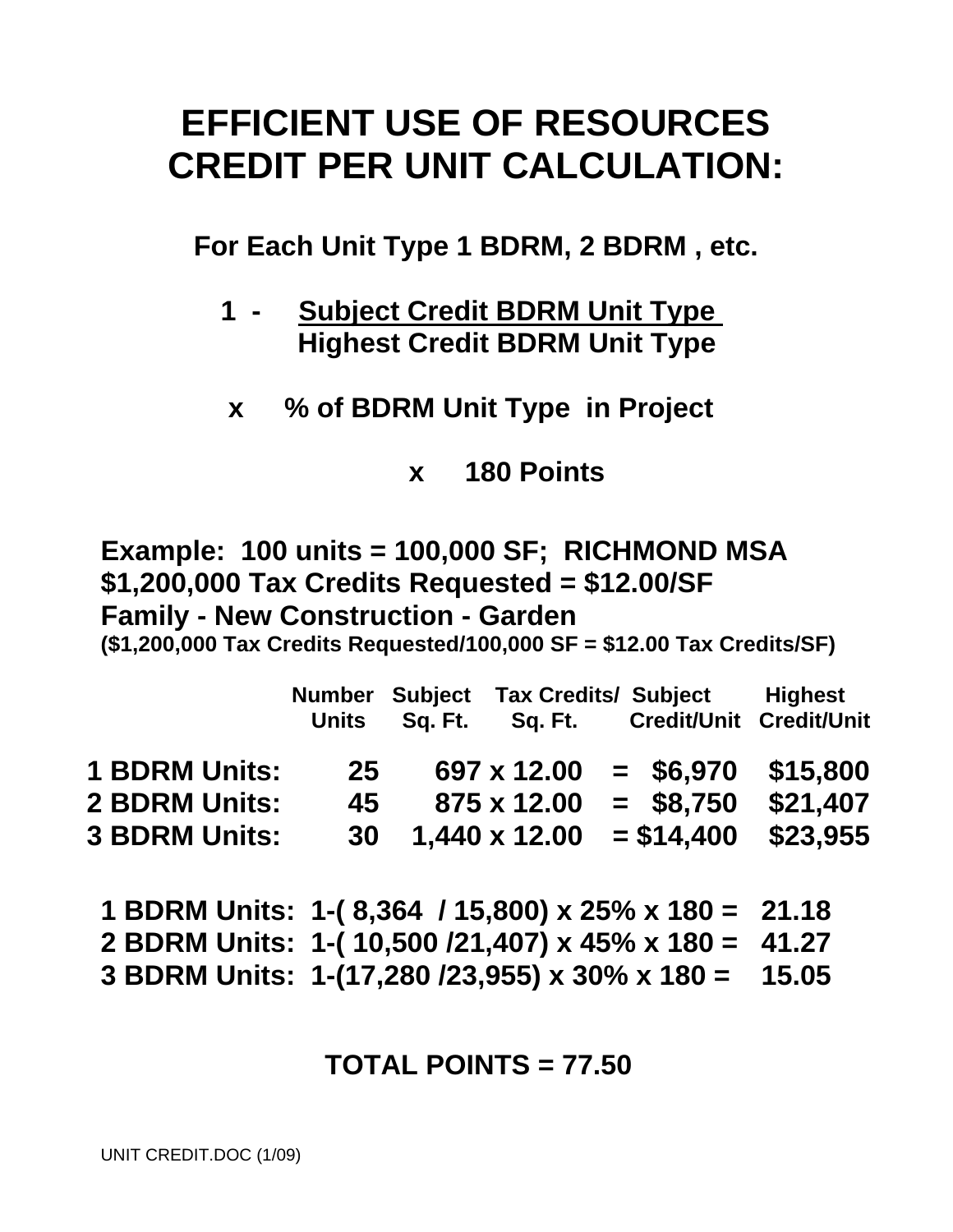# EFFICIENT USE OF RESOURCES CREDIT PER UNIT CALCULATION:

**For Each Unit Type 1 BDRM, 2 BDRM , etc.**

$$1 - \frac{\text{Subject Credit BDRM Unit Type}}{\text{Highest Credit BDRM Unit Type}}$$

**x % of BDRM Unit Type in Project**

**x 180 Points**

**Example: 100 units = 100,000 SF; RICHMOND MSA**
**$1,200,000 Tax Credits Requested = $12.00/SF**
**Family - New Construction - Garden**
**($1,200,000 Tax Credits Requested/100,000 SF = $12.00 Tax Credits/SF)**

| | Number Units | Subject Sq. Ft. | Tax Credits/ Sq. Ft. | | Subject Credit/Unit | Highest Credit/Unit |
|---|---|---|---|---|---|---|
| **1 BDRM Units:** | **25** | **697** | **x 12.00** | **=** | **$6,970** | **$15,800** |
| **2 BDRM Units:** | **45** | **875** | **x 12.00** | **=** | **$8,750** | **$21,407** |
| **3 BDRM Units:** | **30** | **1,440** | **x 12.00** | **=** | **$14,400** | **$23,955** |

**1 BDRM Units: 1-( 8,364 / 15,800) x 25% x 180 = 21.18**
**2 BDRM Units: 1-( 10,500 /21,407) x 45% x 180 = 41.27**
**3 BDRM Units: 1-(17,280 /23,955) x 30% x 180 = 15.05**

**TOTAL POINTS = 77.50**

UNIT CREDIT.DOC (1/09)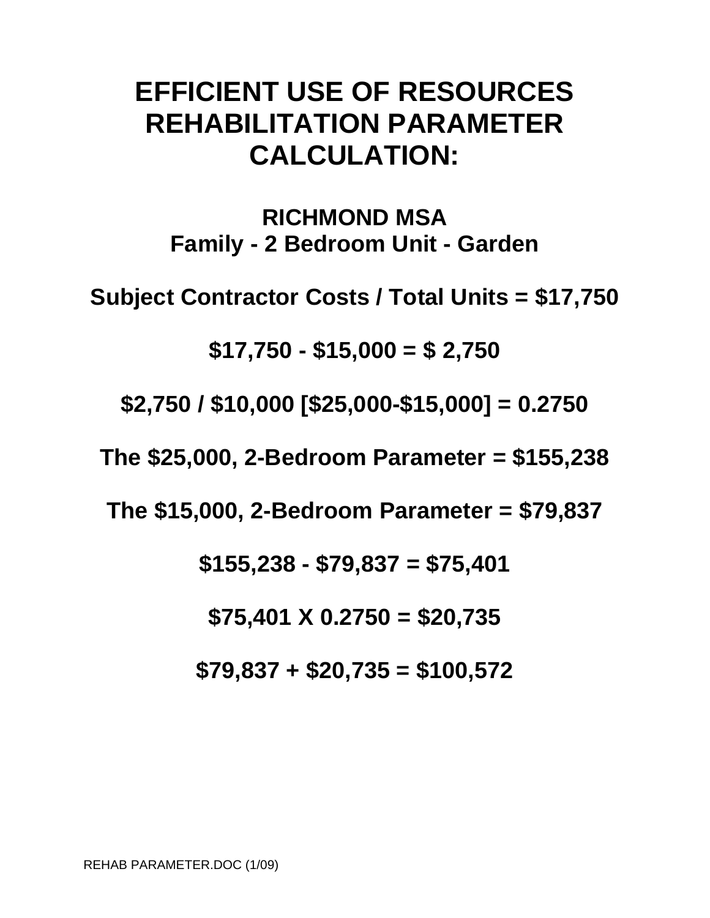# EFFICIENT USE OF RESOURCES REHABILITATION PARAMETER CALCULATION:

## RICHMOND MSA
## Family - 2 Bedroom Unit - Garden

**Subject Contractor Costs / Total Units = $17,750**

**$17,750 - $15,000 = $ 2,750**

**$2,750 / $10,000 [$25,000-$15,000] = 0.2750**

**The $25,000, 2-Bedroom Parameter = $155,238**

**The $15,000, 2-Bedroom Parameter = $79,837**

**$155,238 - $79,837 = $75,401**

**$75,401 X 0.2750 = $20,735**

**$79,837 + $20,735 = $100,572**

REHAB PARAMETER.DOC (1/09)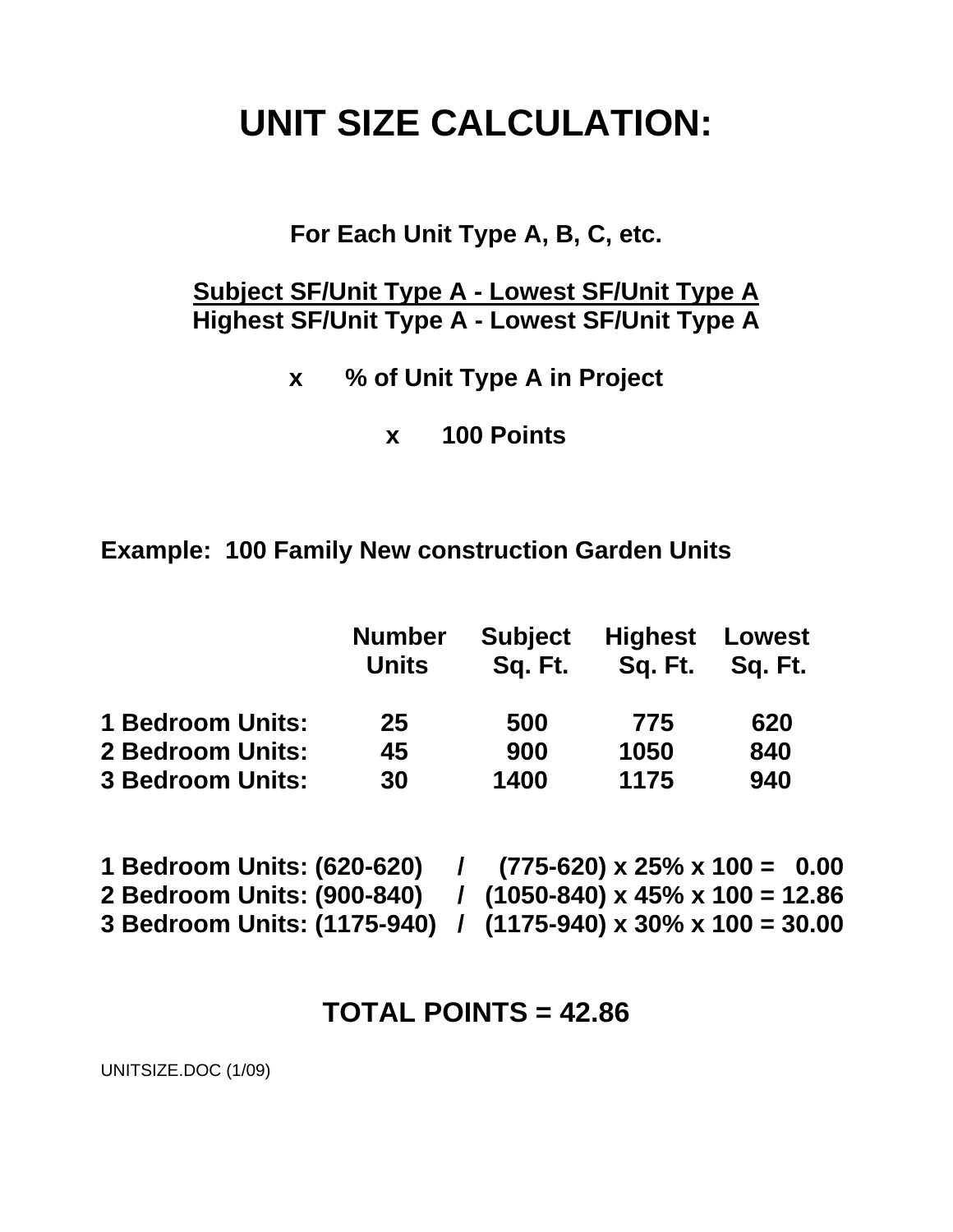# UNIT SIZE CALCULATION:

**For Each Unit Type A, B, C, etc.**

$$\frac{\text{Subject SF/Unit Type A - Lowest SF/Unit Type A}}{\text{Highest SF/Unit Type A - Lowest SF/Unit Type A}}$$

**x % of Unit Type A in Project**

**x 100 Points**

**Example: 100 Family New construction Garden Units**

| | Number Units | Subject Sq. Ft. | Highest Sq. Ft. | Lowest Sq. Ft. |
|---|---|---|---|---|
| **1 Bedroom Units:** | 25 | 500 | 775 | 620 |
| **2 Bedroom Units:** | 45 | 900 | 1050 | 840 |
| **3 Bedroom Units:** | 30 | 1400 | 1175 | 940 |

**1 Bedroom Units: (620-620) / (775-620) x 25% x 100 = 0.00**
**2 Bedroom Units: (900-840) / (1050-840) x 45% x 100 = 12.86**
**3 Bedroom Units: (1175-940) / (1175-940) x 30% x 100 = 30.00**

## TOTAL POINTS = 42.86

UNITSIZE.DOC (1/09)